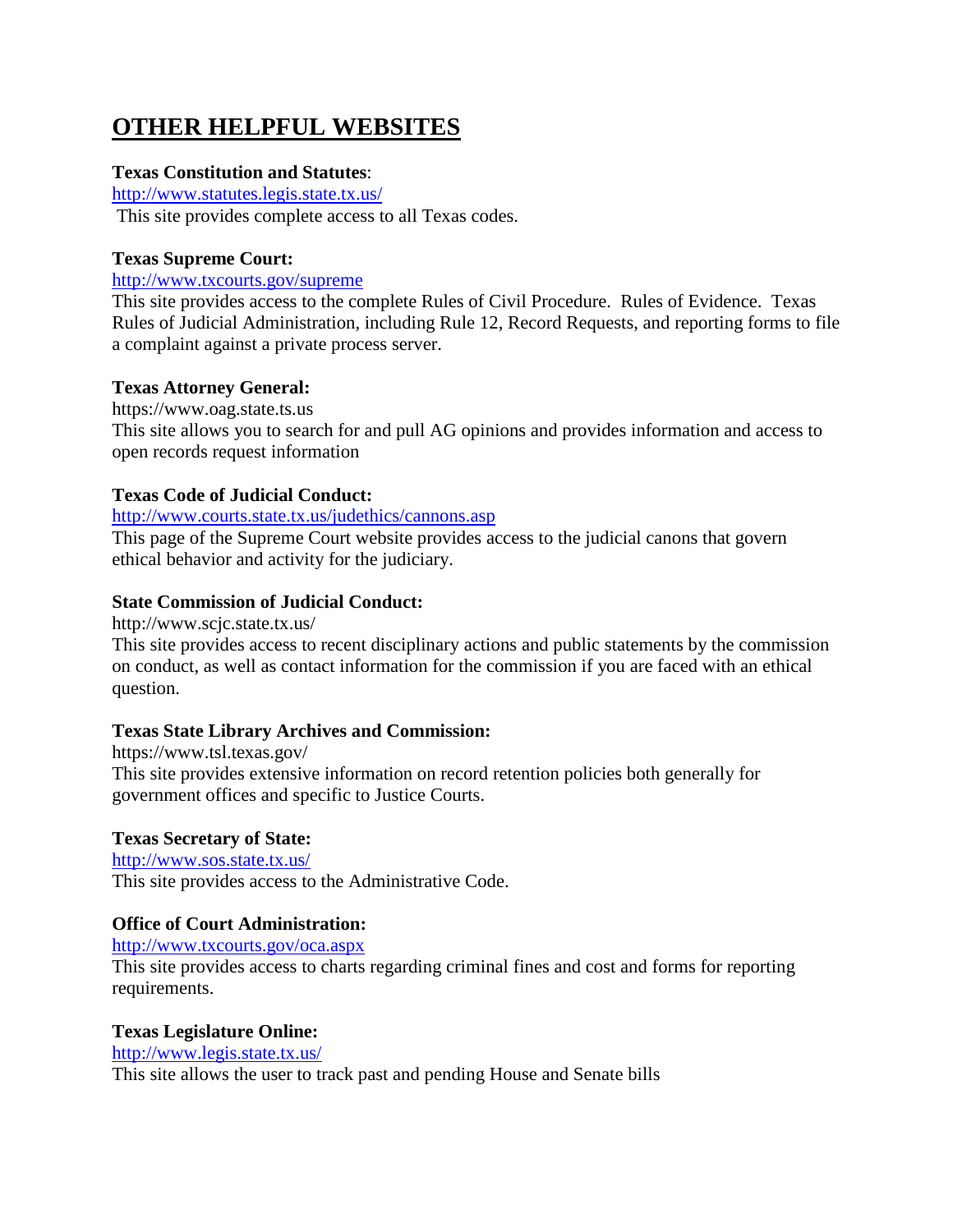# OTHER HELPFUL WEBSITES

**Texas Constitution and Statutes**:
http://www.statutes.legis.state.tx.us/
This site provides complete access to all Texas codes.

**Texas Supreme Court:**
http://www.txcourts.gov/supreme
This site provides access to the complete Rules of Civil Procedure. Rules of Evidence. Texas Rules of Judicial Administration, including Rule 12, Record Requests, and reporting forms to file a complaint against a private process server.

**Texas Attorney General:**
https://www.oag.state.ts.us
This site allows you to search for and pull AG opinions and provides information and access to open records request information

**Texas Code of Judicial Conduct:**
http://www.courts.state.tx.us/judethics/cannons.asp
This page of the Supreme Court website provides access to the judicial canons that govern ethical behavior and activity for the judiciary.

**State Commission of Judicial Conduct:**
http://www.scjc.state.tx.us/
This site provides access to recent disciplinary actions and public statements by the commission on conduct, as well as contact information for the commission if you are faced with an ethical question.

**Texas State Library Archives and Commission:**
https://www.tsl.texas.gov/
This site provides extensive information on record retention policies both generally for government offices and specific to Justice Courts.

**Texas Secretary of State:**
http://www.sos.state.tx.us/
This site provides access to the Administrative Code.

**Office of Court Administration:**
http://www.txcourts.gov/oca.aspx
This site provides access to charts regarding criminal fines and cost and forms for reporting requirements.

**Texas Legislature Online:**
http://www.legis.state.tx.us/
This site allows the user to track past and pending House and Senate bills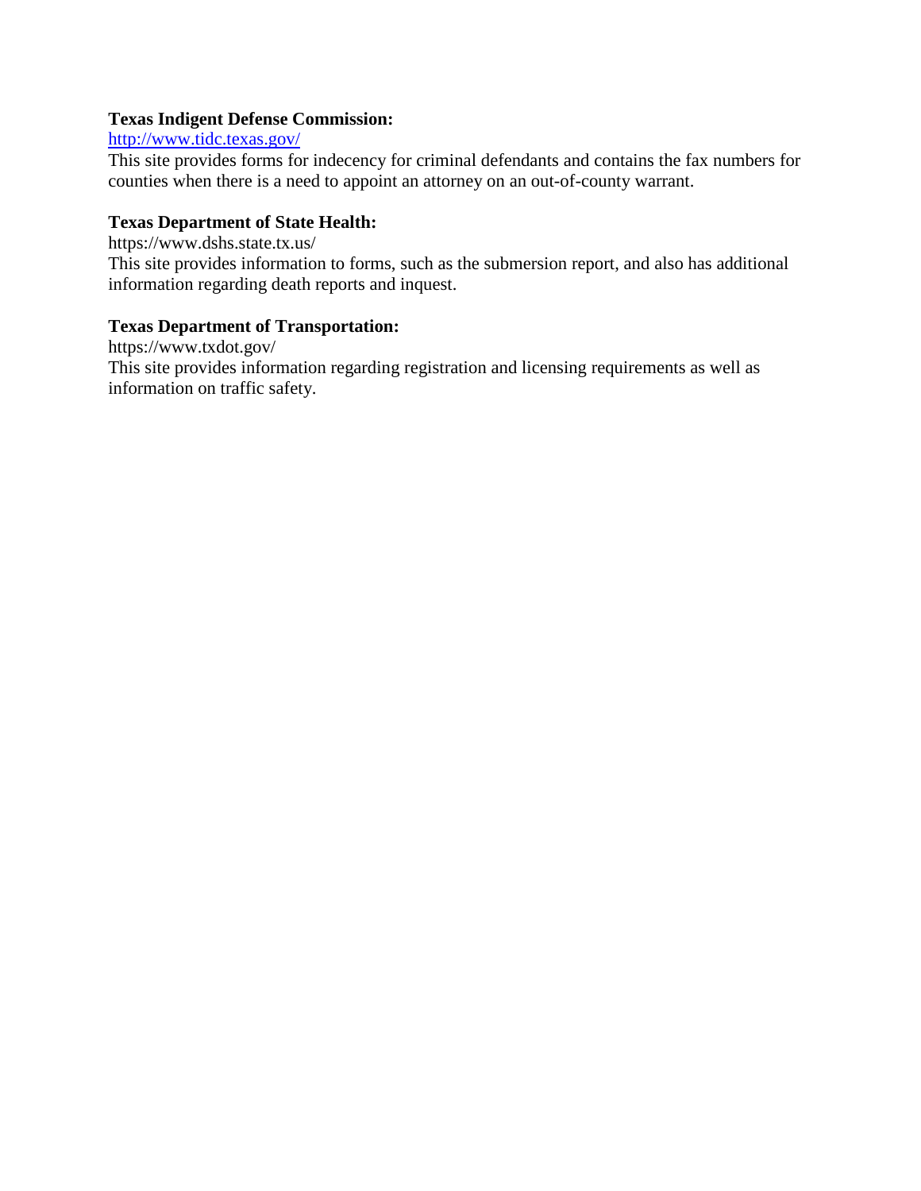**Texas Indigent Defense Commission:**
http://www.tidc.texas.gov/
This site provides forms for indecency for criminal defendants and contains the fax numbers for counties when there is a need to appoint an attorney on an out-of-county warrant.

**Texas Department of State Health:**
https://www.dshs.state.tx.us/
This site provides information to forms, such as the submersion report, and also has additional information regarding death reports and inquest.

**Texas Department of Transportation:**
https://www.txdot.gov/
This site provides information regarding registration and licensing requirements as well as information on traffic safety.